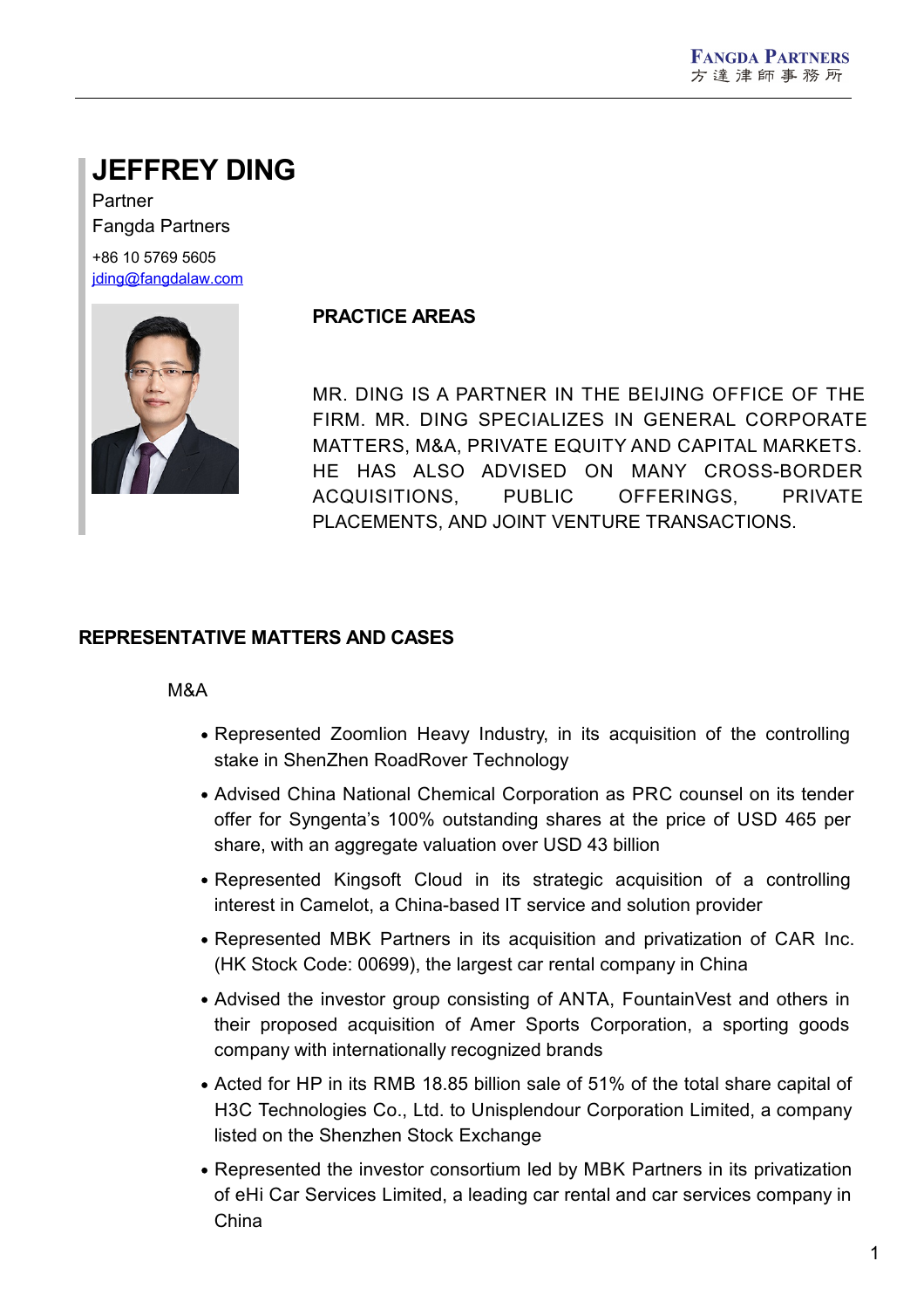# JEFFREY DING

Partner
Fangda Partners

+86 10 5769 5605
jding@fangdalaw.com

## PRACTICE AREAS

MR. DING IS A PARTNER IN THE BEIJING OFFICE OF THE FIRM. MR. DING SPECIALIZES IN GENERAL CORPORATE MATTERS, M&A, PRIVATE EQUITY AND CAPITAL MARKETS. HE HAS ALSO ADVISED ON MANY CROSS-BORDER ACQUISITIONS, PUBLIC OFFERINGS, PRIVATE PLACEMENTS, AND JOINT VENTURE TRANSACTIONS.

## REPRESENTATIVE MATTERS AND CASES

### M&A

- Represented Zoomlion Heavy Industry, in its acquisition of the controlling stake in ShenZhen RoadRover Technology
- Advised China National Chemical Corporation as PRC counsel on its tender offer for Syngenta's 100% outstanding shares at the price of USD 465 per share, with an aggregate valuation over USD 43 billion
- Represented Kingsoft Cloud in its strategic acquisition of a controlling interest in Camelot, a China-based IT service and solution provider
- Represented MBK Partners in its acquisition and privatization of CAR Inc. (HK Stock Code: 00699), the largest car rental company in China
- Advised the investor group consisting of ANTA, FountainVest and others in their proposed acquisition of Amer Sports Corporation, a sporting goods company with internationally recognized brands
- Acted for HP in its RMB 18.85 billion sale of 51% of the total share capital of H3C Technologies Co., Ltd. to Unisplendour Corporation Limited, a company listed on the Shenzhen Stock Exchange
- Represented the investor consortium led by MBK Partners in its privatization of eHi Car Services Limited, a leading car rental and car services company in China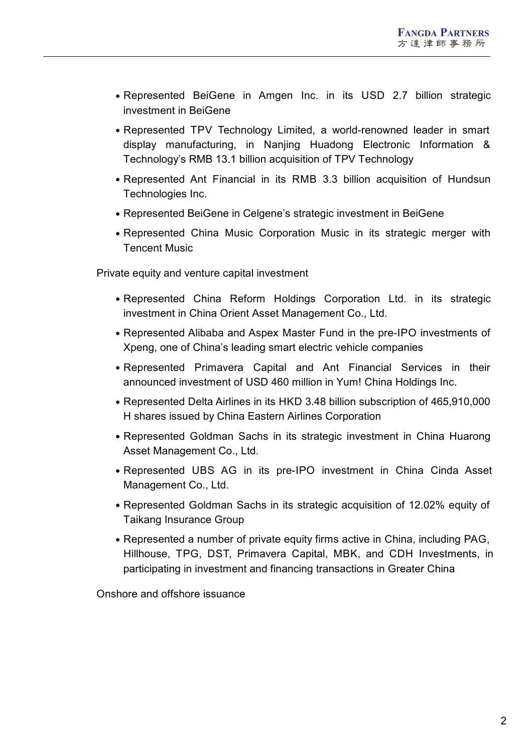- Represented BeiGene in Amgen Inc. in its USD 2.7 billion strategic investment in BeiGene
- Represented TPV Technology Limited, a world-renowned leader in smart display manufacturing, in Nanjing Huadong Electronic Information & Technology's RMB 13.1 billion acquisition of TPV Technology
- Represented Ant Financial in its RMB 3.3 billion acquisition of Hundsun Technologies Inc.
- Represented BeiGene in Celgene's strategic investment in BeiGene
- Represented China Music Corporation Music in its strategic merger with Tencent Music

Private equity and venture capital investment

- Represented China Reform Holdings Corporation Ltd. in its strategic investment in China Orient Asset Management Co., Ltd.
- Represented Alibaba and Aspex Master Fund in the pre-IPO investments of Xpeng, one of China's leading smart electric vehicle companies
- Represented Primavera Capital and Ant Financial Services in their announced investment of USD 460 million in Yum! China Holdings Inc.
- Represented Delta Airlines in its HKD 3.48 billion subscription of 465,910,000 H shares issued by China Eastern Airlines Corporation
- Represented Goldman Sachs in its strategic investment in China Huarong Asset Management Co., Ltd.
- Represented UBS AG in its pre-IPO investment in China Cinda Asset Management Co., Ltd.
- Represented Goldman Sachs in its strategic acquisition of 12.02% equity of Taikang Insurance Group
- Represented a number of private equity firms active in China, including PAG, Hillhouse, TPG, DST, Primavera Capital, MBK, and CDH Investments, in participating in investment and financing transactions in Greater China

Onshore and offshore issuance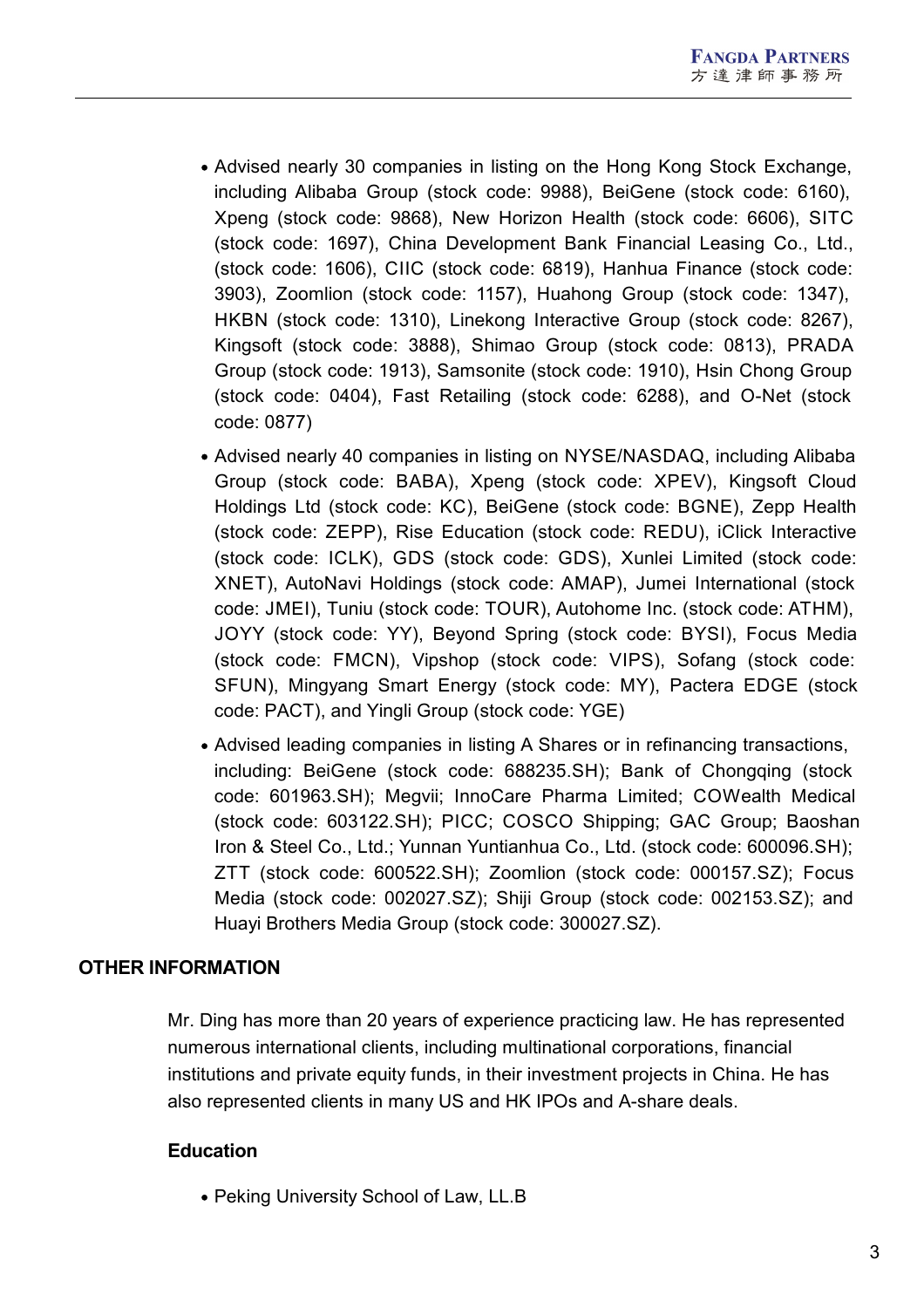- Advised nearly 30 companies in listing on the Hong Kong Stock Exchange, including Alibaba Group (stock code: 9988), BeiGene (stock code: 6160), Xpeng (stock code: 9868), New Horizon Health (stock code: 6606), SITC (stock code: 1697), China Development Bank Financial Leasing Co., Ltd., (stock code: 1606), CIIC (stock code: 6819), Hanhua Finance (stock code: 3903), Zoomlion (stock code: 1157), Huahong Group (stock code: 1347), HKBN (stock code: 1310), Linekong Interactive Group (stock code: 8267), Kingsoft (stock code: 3888), Shimao Group (stock code: 0813), PRADA Group (stock code: 1913), Samsonite (stock code: 1910), Hsin Chong Group (stock code: 0404), Fast Retailing (stock code: 6288), and O-Net (stock code: 0877)
- Advised nearly 40 companies in listing on NYSE/NASDAQ, including Alibaba Group (stock code: BABA), Xpeng (stock code: XPEV), Kingsoft Cloud Holdings Ltd (stock code: KC), BeiGene (stock code: BGNE), Zepp Health (stock code: ZEPP), Rise Education (stock code: REDU), iClick Interactive (stock code: ICLK), GDS (stock code: GDS), Xunlei Limited (stock code: XNET), AutoNavi Holdings (stock code: AMAP), Jumei International (stock code: JMEI), Tuniu (stock code: TOUR), Autohome Inc. (stock code: ATHM), JOYY (stock code: YY), Beyond Spring (stock code: BYSI), Focus Media (stock code: FMCN), Vipshop (stock code: VIPS), Sofang (stock code: SFUN), Mingyang Smart Energy (stock code: MY), Pactera EDGE (stock code: PACT), and Yingli Group (stock code: YGE)
- Advised leading companies in listing A Shares or in refinancing transactions, including: BeiGene (stock code: 688235.SH); Bank of Chongqing (stock code: 601963.SH); Megvii; InnoCare Pharma Limited; COWealth Medical (stock code: 603122.SH); PICC; COSCO Shipping; GAC Group; Baoshan Iron & Steel Co., Ltd.; Yunnan Yuntianhua Co., Ltd. (stock code: 600096.SH); ZTT (stock code: 600522.SH); Zoomlion (stock code: 000157.SZ); Focus Media (stock code: 002027.SZ); Shiji Group (stock code: 002153.SZ); and Huayi Brothers Media Group (stock code: 300027.SZ).

## OTHER INFORMATION

Mr. Ding has more than 20 years of experience practicing law. He has represented numerous international clients, including multinational corporations, financial institutions and private equity funds, in their investment projects in China. He has also represented clients in many US and HK IPOs and A-share deals.

### Education

- Peking University School of Law, LL.B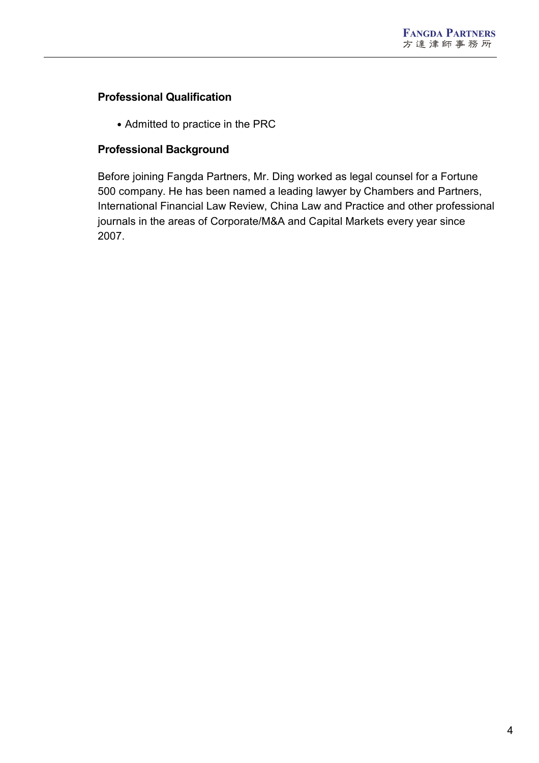### Professional Qualification

- Admitted to practice in the PRC

### Professional Background

Before joining Fangda Partners, Mr. Ding worked as legal counsel for a Fortune 500 company. He has been named a leading lawyer by Chambers and Partners, International Financial Law Review, China Law and Practice and other professional journals in the areas of Corporate/M&A and Capital Markets every year since 2007.